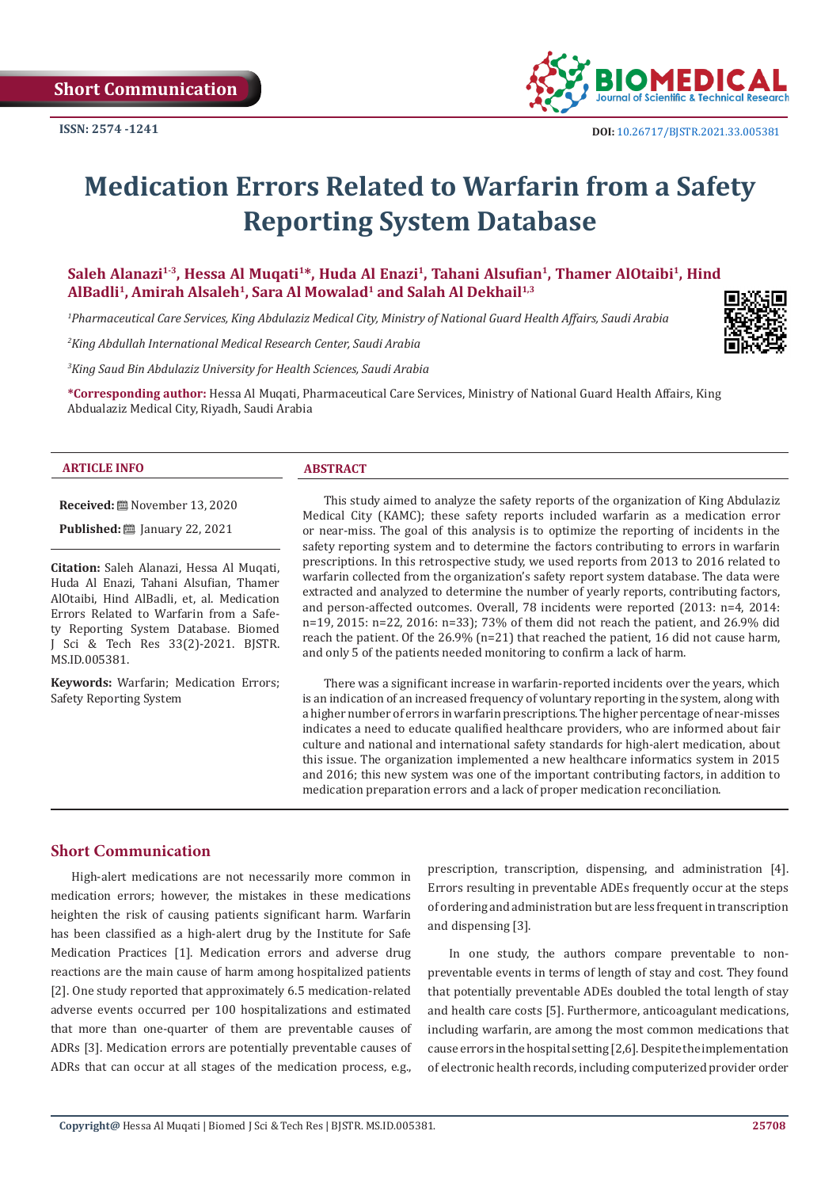Short Communication

ISSN: 2574 -1241

DOI: 10.26717/BJSTR.2021.33.005381

# Medication Errors Related to Warfarin from a Safety Reporting System Database

**Saleh Alanazi[1-3], Hessa Al Muqati[1]*, Huda Al Enazi[1], Tahani Alsufian[1], Thamer AlOtaibi[1], Hind AlBadli[1], Amirah Alsaleh[1], Sara Al Mowalad[1] and Salah Al Dekhail[1,3]**

[1]*Pharmaceutical Care Services, King Abdulaziz Medical City, Ministry of National Guard Health Affairs, Saudi Arabia*

[2]*King Abdullah International Medical Research Center, Saudi Arabia*

[3]*King Saud Bin Abdulaziz University for Health Sciences, Saudi Arabia*

**\*Corresponding author:** Hessa Al Muqati, Pharmaceutical Care Services, Ministry of National Guard Health Affairs, King Abdualaziz Medical City, Riyadh, Saudi Arabia

### ARTICLE INFO

**Received:** November 13, 2020

**Published:** January 22, 2021

**Citation:** Saleh Alanazi, Hessa Al Muqati, Huda Al Enazi, Tahani Alsufian, Thamer AlOtaibi, Hind AlBadli, et, al. Medication Errors Related to Warfarin from a Safety Reporting System Database. Biomed J Sci & Tech Res 33(2)-2021. BJSTR. MS.ID.005381.

**Keywords:** Warfarin; Medication Errors; Safety Reporting System

### ABSTRACT

This study aimed to analyze the safety reports of the organization of King Abdulaziz Medical City (KAMC); these safety reports included warfarin as a medication error or near-miss. The goal of this analysis is to optimize the reporting of incidents in the safety reporting system and to determine the factors contributing to errors in warfarin prescriptions. In this retrospective study, we used reports from 2013 to 2016 related to warfarin collected from the organization's safety report system database. The data were extracted and analyzed to determine the number of yearly reports, contributing factors, and person-affected outcomes. Overall, 78 incidents were reported (2013: n=4, 2014: n=19, 2015: n=22, 2016: n=33); 73% of them did not reach the patient, and 26.9% did reach the patient. Of the 26.9% (n=21) that reached the patient, 16 did not cause harm, and only 5 of the patients needed monitoring to confirm a lack of harm.

There was a significant increase in warfarin-reported incidents over the years, which is an indication of an increased frequency of voluntary reporting in the system, along with a higher number of errors in warfarin prescriptions. The higher percentage of near-misses indicates a need to educate qualified healthcare providers, who are informed about fair culture and national and international safety standards for high-alert medication, about this issue. The organization implemented a new healthcare informatics system in 2015 and 2016; this new system was one of the important contributing factors, in addition to medication preparation errors and a lack of proper medication reconciliation.

## Short Communication

High-alert medications are not necessarily more common in medication errors; however, the mistakes in these medications heighten the risk of causing patients significant harm. Warfarin has been classified as a high-alert drug by the Institute for Safe Medication Practices [1]. Medication errors and adverse drug reactions are the main cause of harm among hospitalized patients [2]. One study reported that approximately 6.5 medication-related adverse events occurred per 100 hospitalizations and estimated that more than one-quarter of them are preventable causes of ADRs [3]. Medication errors are potentially preventable causes of ADRs that can occur at all stages of the medication process, e.g., prescription, transcription, dispensing, and administration [4]. Errors resulting in preventable ADEs frequently occur at the steps of ordering and administration but are less frequent in transcription and dispensing [3].

In one study, the authors compare preventable to non-preventable events in terms of length of stay and cost. They found that potentially preventable ADEs doubled the total length of stay and health care costs [5]. Furthermore, anticoagulant medications, including warfarin, are among the most common medications that cause errors in the hospital setting [2,6]. Despite the implementation of electronic health records, including computerized provider order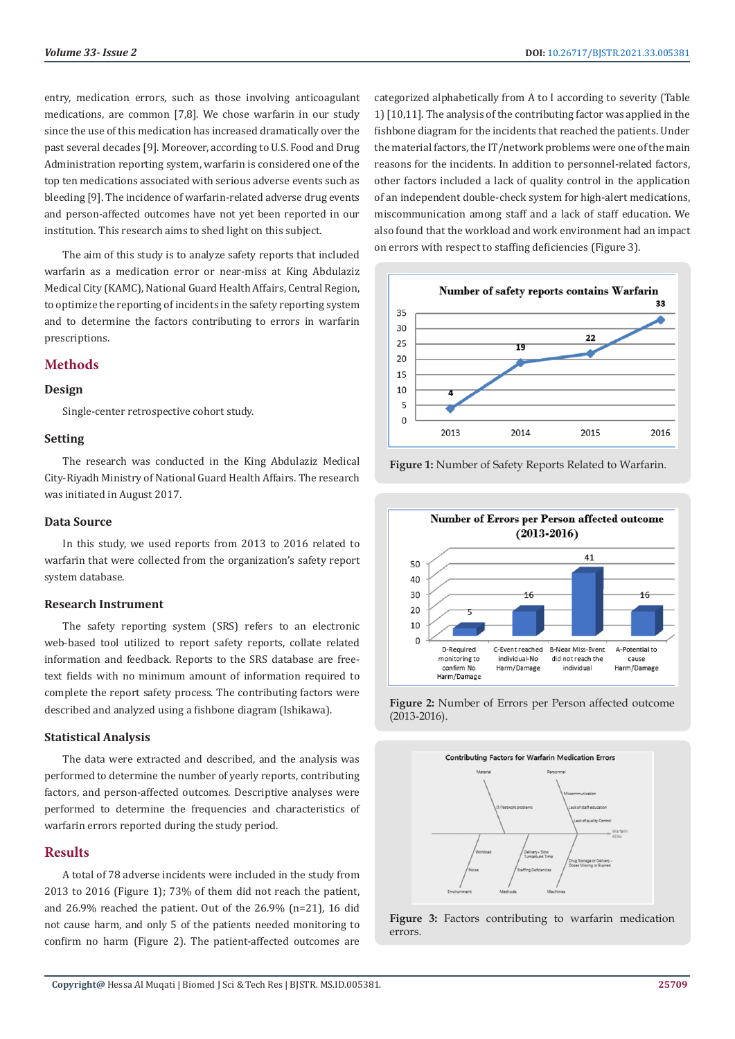entry, medication errors, such as those involving anticoagulant medications, are common [7,8]. We chose warfarin in our study since the use of this medication has increased dramatically over the past several decades [9]. Moreover, according to U.S. Food and Drug Administration reporting system, warfarin is considered one of the top ten medications associated with serious adverse events such as bleeding [9]. The incidence of warfarin-related adverse drug events and person-affected outcomes have not yet been reported in our institution. This research aims to shed light on this subject.

The aim of this study is to analyze safety reports that included warfarin as a medication error or near-miss at King Abdulaziz Medical City (KAMC), National Guard Health Affairs, Central Region, to optimize the reporting of incidents in the safety reporting system and to determine the factors contributing to errors in warfarin prescriptions.

## Methods

### Design

Single-center retrospective cohort study.

### Setting

The research was conducted in the King Abdulaziz Medical City-Riyadh Ministry of National Guard Health Affairs. The research was initiated in August 2017.

### Data Source

In this study, we used reports from 2013 to 2016 related to warfarin that were collected from the organization's safety report system database.

### Research Instrument

The safety reporting system (SRS) refers to an electronic web-based tool utilized to report safety reports, collate related information and feedback. Reports to the SRS database are free-text fields with no minimum amount of information required to complete the report safety process. The contributing factors were described and analyzed using a fishbone diagram (Ishikawa).

### Statistical Analysis

The data were extracted and described, and the analysis was performed to determine the number of yearly reports, contributing factors, and person-affected outcomes. Descriptive analyses were performed to determine the frequencies and characteristics of warfarin errors reported during the study period.

## Results

A total of 78 adverse incidents were included in the study from 2013 to 2016 (Figure 1); 73% of them did not reach the patient, and 26.9% reached the patient. Out of the 26.9% (n=21), 16 did not cause harm, and only 5 of the patients needed monitoring to confirm no harm (Figure 2). The patient-affected outcomes are categorized alphabetically from A to I according to severity (Table 1) [10,11]. The analysis of the contributing factor was applied in the fishbone diagram for the incidents that reached the patients. Under the material factors, the IT/network problems were one of the main reasons for the incidents. In addition to personnel-related factors, other factors included a lack of quality control in the application of an independent double-check system for high-alert medications, miscommunication among staff and a lack of staff education. We also found that the workload and work environment had an impact on errors with respect to staffing deficiencies (Figure 3).

**Figure 1:** Number of Safety Reports Related to Warfarin.

**Figure 2:** Number of Errors per Person affected outcome (2013-2016).

**Figure 3:** Factors contributing to warfarin medication errors.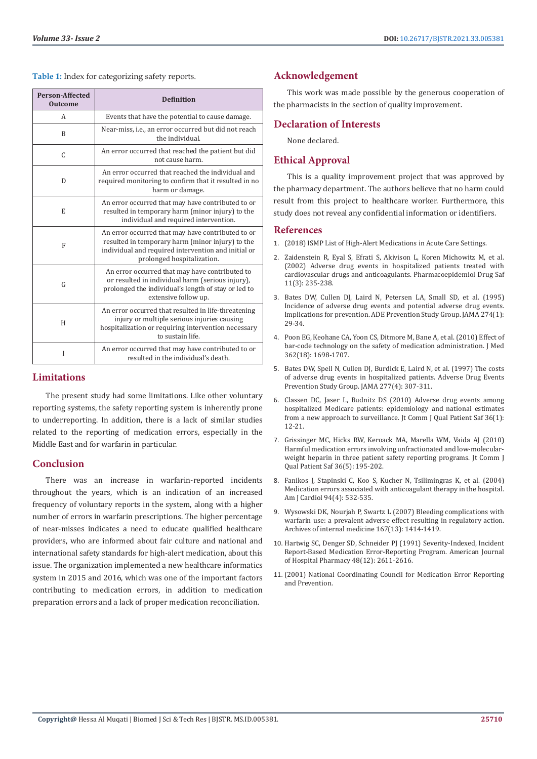**Table 1:** Index for categorizing safety reports.

| Person-Affected Outcome | Definition |
|---|---|
| A | Events that have the potential to cause damage. |
| B | Near-miss, i.e., an error occurred but did not reach the individual. |
| C | An error occurred that reached the patient but did not cause harm. |
| D | An error occurred that reached the individual and required monitoring to confirm that it resulted in no harm or damage. |
| E | An error occurred that may have contributed to or resulted in temporary harm (minor injury) to the individual and required intervention. |
| F | An error occurred that may have contributed to or resulted in temporary harm (minor injury) to the individual and required intervention and initial or prolonged hospitalization. |
| G | An error occurred that may have contributed to or resulted in individual harm (serious injury), prolonged the individual's length of stay or led to extensive follow up. |
| H | An error occurred that resulted in life-threatening injury or multiple serious injuries causing hospitalization or requiring intervention necessary to sustain life. |
| I | An error occurred that may have contributed to or resulted in the individual's death. |

## Limitations

The present study had some limitations. Like other voluntary reporting systems, the safety reporting system is inherently prone to underreporting. In addition, there is a lack of similar studies related to the reporting of medication errors, especially in the Middle East and for warfarin in particular.

## Conclusion

There was an increase in warfarin-reported incidents throughout the years, which is an indication of an increased frequency of voluntary reports in the system, along with a higher number of errors in warfarin prescriptions. The higher percentage of near-misses indicates a need to educate qualified healthcare providers, who are informed about fair culture and national and international safety standards for high-alert medication, about this issue. The organization implemented a new healthcare informatics system in 2015 and 2016, which was one of the important factors contributing to medication errors, in addition to medication preparation errors and a lack of proper medication reconciliation.

## Acknowledgement

This work was made possible by the generous cooperation of the pharmacists in the section of quality improvement.

## Declaration of Interests

None declared.

## Ethical Approval

This is a quality improvement project that was approved by the pharmacy department. The authors believe that no harm could result from this project to healthcare worker. Furthermore, this study does not reveal any confidential information or identifiers.

## References

1. (2018) ISMP List of High-Alert Medications in Acute Care Settings.
2. Zaidenstein R, Eyal S, Efrati S, Akivison L, Koren Michowitz M, et al. (2002) Adverse drug events in hospitalized patients treated with cardiovascular drugs and anticoagulants. Pharmacoepidemiol Drug Saf 11(3): 235-238.
3. Bates DW, Cullen DJ, Laird N, Petersen LA, Small SD, et al. (1995) Incidence of adverse drug events and potential adverse drug events. Implications for prevention. ADE Prevention Study Group. JAMA 274(1): 29-34.
4. Poon EG, Keohane CA, Yoon CS, Ditmore M, Bane A, et al. (2010) Effect of bar-code technology on the safety of medication administration. J Med 362(18): 1698-1707.
5. Bates DW, Spell N, Cullen DJ, Burdick E, Laird N, et al. (1997) The costs of adverse drug events in hospitalized patients. Adverse Drug Events Prevention Study Group. JAMA 277(4): 307-311.
6. Classen DC, Jaser L, Budnitz DS (2010) Adverse drug events among hospitalized Medicare patients: epidemiology and national estimates from a new approach to surveillance. Jt Comm J Qual Patient Saf 36(1): 12-21.
7. Grissinger MC, Hicks RW, Keroack MA, Marella WM, Vaida AJ (2010) Harmful medication errors involving unfractionated and low-molecular-weight heparin in three patient safety reporting programs. Jt Comm J Qual Patient Saf 36(5): 195-202.
8. Fanikos J, Stapinski C, Koo S, Kucher N, Tsilimingras K, et al. (2004) Medication errors associated with anticoagulant therapy in the hospital. Am J Cardiol 94(4): 532-535.
9. Wysowski DK, Nourjah P, Swartz L (2007) Bleeding complications with warfarin use: a prevalent adverse effect resulting in regulatory action. Archives of internal medicine 167(13): 1414-1419.
10. Hartwig SC, Denger SD, Schneider PJ (1991) Severity-Indexed, Incident Report-Based Medication Error-Reporting Program. American Journal of Hospital Pharmacy 48(12): 2611-2616.
11. (2001) National Coordinating Council for Medication Error Reporting and Prevention.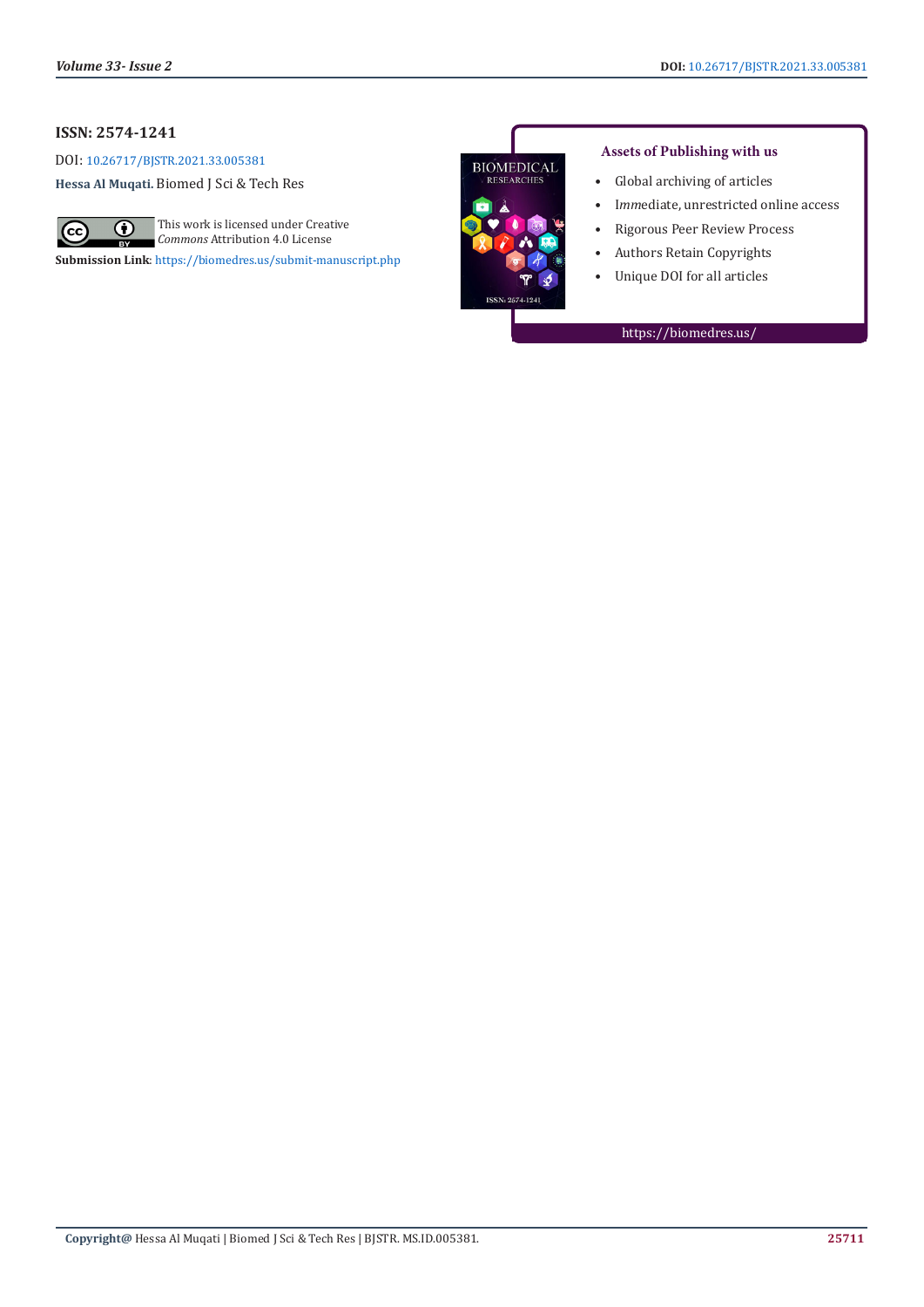**ISSN: 2574-1241**

DOI: 10.26717/BJSTR.2021.33.005381

**Hessa Al Muqati.** Biomed J Sci & Tech Res

This work is licensed under Creative *Commons* Attribution 4.0 License

**Submission Link**: https://biomedres.us/submit-manuscript.php

### Assets of Publishing with us

- Global archiving of articles
- Immediate, unrestricted online access
- Rigorous Peer Review Process
- Authors Retain Copyrights
- Unique DOI for all articles

https://biomedres.us/